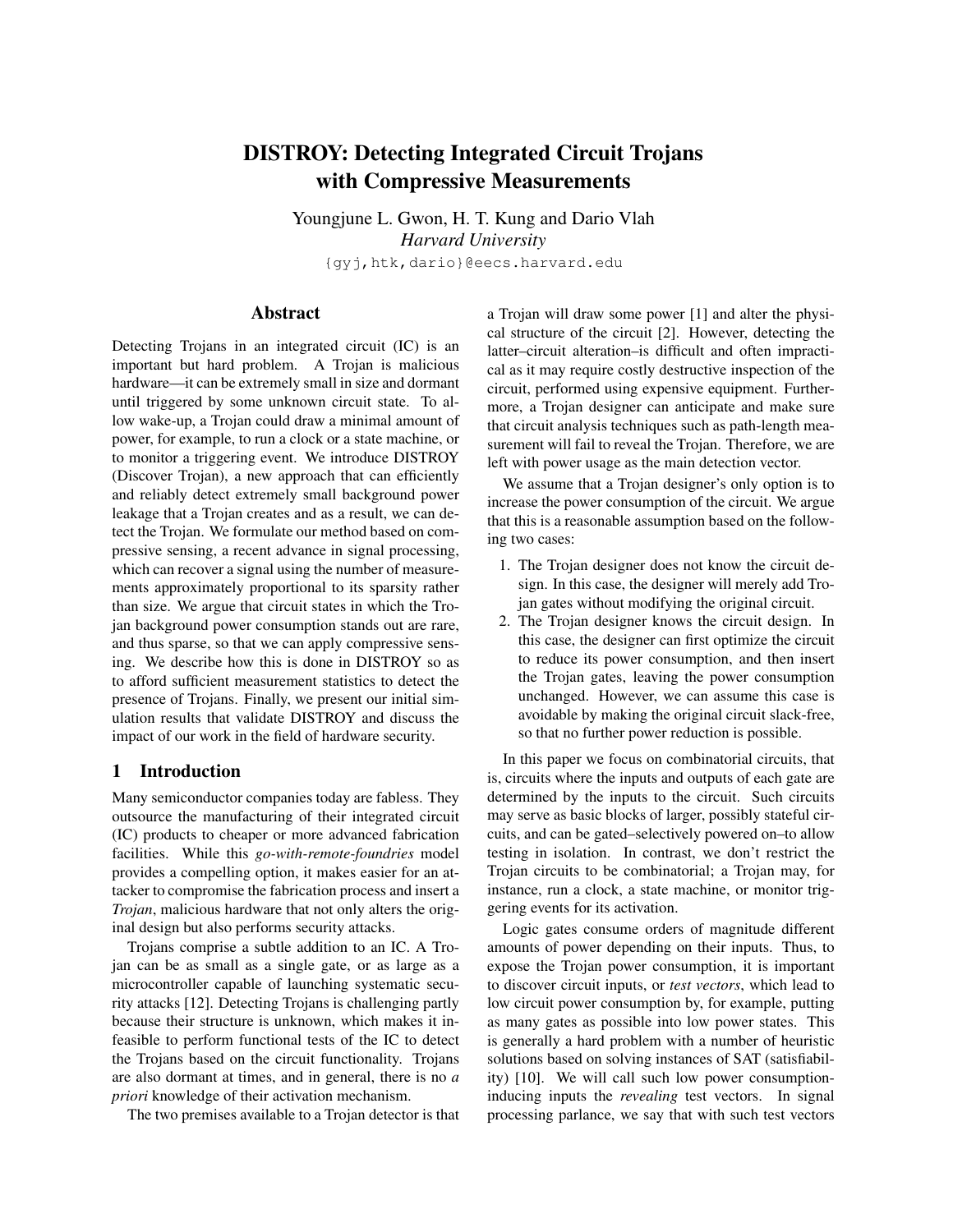# DISTROY: Detecting Integrated Circuit Trojans with Compressive Measurements

Youngjune L. Gwon, H. T. Kung and Dario Vlah
*Harvard University*
{gyj,htk,dario}@eecs.harvard.edu

## Abstract

Detecting Trojans in an integrated circuit (IC) is an important but hard problem. A Trojan is malicious hardware—it can be extremely small in size and dormant until triggered by some unknown circuit state. To allow wake-up, a Trojan could draw a minimal amount of power, for example, to run a clock or a state machine, or to monitor a triggering event. We introduce DISTROY (Discover Trojan), a new approach that can efficiently and reliably detect extremely small background power leakage that a Trojan creates and as a result, we can detect the Trojan. We formulate our method based on compressive sensing, a recent advance in signal processing, which can recover a signal using the number of measurements approximately proportional to its sparsity rather than size. We argue that circuit states in which the Trojan background power consumption stands out are rare, and thus sparse, so that we can apply compressive sensing. We describe how this is done in DISTROY so as to afford sufficient measurement statistics to detect the presence of Trojans. Finally, we present our initial simulation results that validate DISTROY and discuss the impact of our work in the field of hardware security.

## 1 Introduction

Many semiconductor companies today are fabless. They outsource the manufacturing of their integrated circuit (IC) products to cheaper or more advanced fabrication facilities. While this *go-with-remote-foundries* model provides a compelling option, it makes easier for an attacker to compromise the fabrication process and insert a *Trojan*, malicious hardware that not only alters the original design but also performs security attacks.

Trojans comprise a subtle addition to an IC. A Trojan can be as small as a single gate, or as large as a microcontroller capable of launching systematic security attacks [12]. Detecting Trojans is challenging partly because their structure is unknown, which makes it infeasible to perform functional tests of the IC to detect the Trojans based on the circuit functionality. Trojans are also dormant at times, and in general, there is no *a priori* knowledge of their activation mechanism.

The two premises available to a Trojan detector is that a Trojan will draw some power [1] and alter the physical structure of the circuit [2]. However, detecting the latter–circuit alteration–is difficult and often impractical as it may require costly destructive inspection of the circuit, performed using expensive equipment. Furthermore, a Trojan designer can anticipate and make sure that circuit analysis techniques such as path-length measurement will fail to reveal the Trojan. Therefore, we are left with power usage as the main detection vector.

We assume that a Trojan designer's only option is to increase the power consumption of the circuit. We argue that this is a reasonable assumption based on the following two cases:

1. The Trojan designer does not know the circuit design. In this case, the designer will merely add Trojan gates without modifying the original circuit.
2. The Trojan designer knows the circuit design. In this case, the designer can first optimize the circuit to reduce its power consumption, and then insert the Trojan gates, leaving the power consumption unchanged. However, we can assume this case is avoidable by making the original circuit slack-free, so that no further power reduction is possible.

In this paper we focus on combinatorial circuits, that is, circuits where the inputs and outputs of each gate are determined by the inputs to the circuit. Such circuits may serve as basic blocks of larger, possibly stateful circuits, and can be gated–selectively powered on–to allow testing in isolation. In contrast, we don't restrict the Trojan circuits to be combinatorial; a Trojan may, for instance, run a clock, a state machine, or monitor triggering events for its activation.

Logic gates consume orders of magnitude different amounts of power depending on their inputs. Thus, to expose the Trojan power consumption, it is important to discover circuit inputs, or *test vectors*, which lead to low circuit power consumption by, for example, putting as many gates as possible into low power states. This is generally a hard problem with a number of heuristic solutions based on solving instances of SAT (satisfiability) [10]. We will call such low power consumption-inducing inputs the *revealing* test vectors. In signal processing parlance, we say that with such test vectors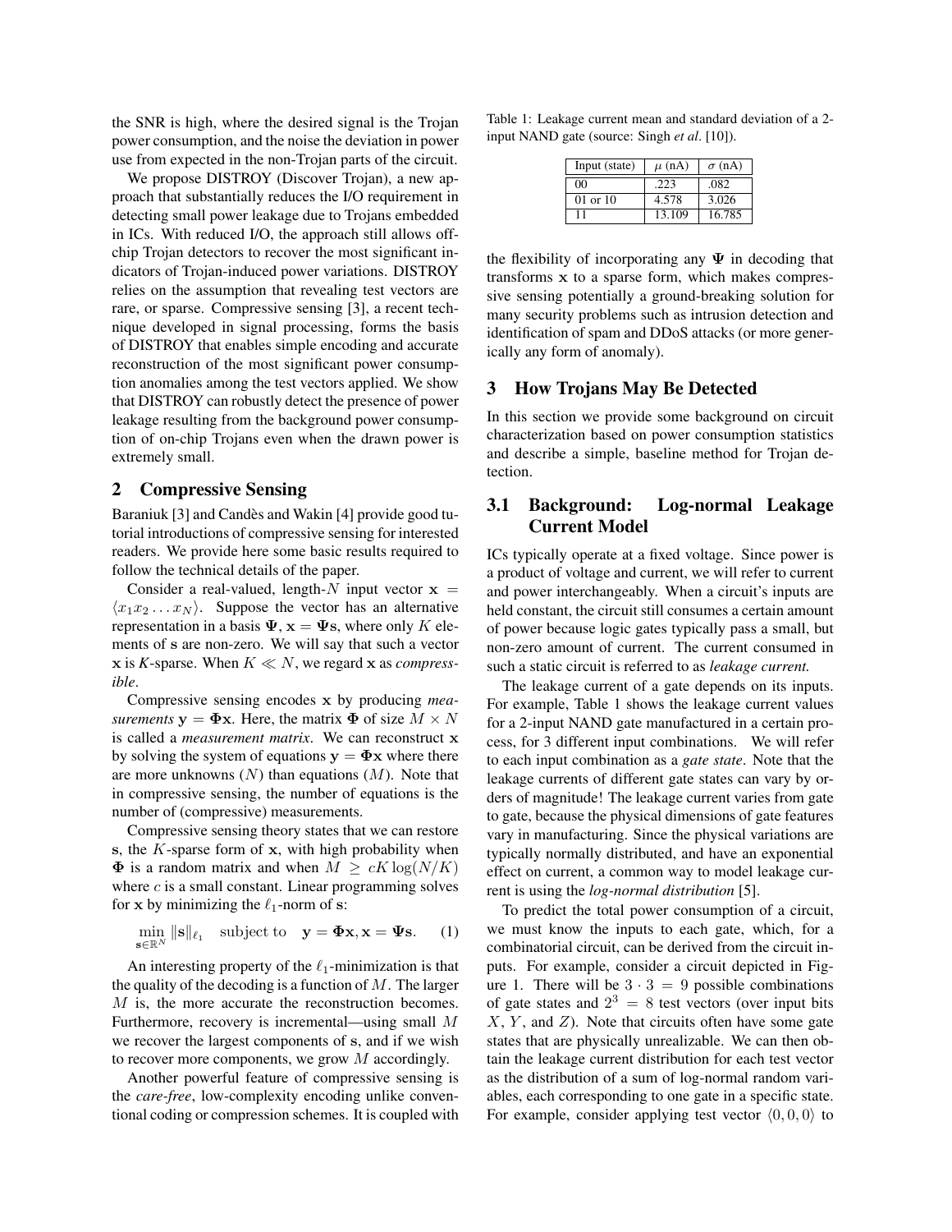the SNR is high, where the desired signal is the Trojan power consumption, and the noise the deviation in power use from expected in the non-Trojan parts of the circuit.

We propose DISTROY (Discover Trojan), a new approach that substantially reduces the I/O requirement in detecting small power leakage due to Trojans embedded in ICs. With reduced I/O, the approach still allows off-chip Trojan detectors to recover the most significant indicators of Trojan-induced power variations. DISTROY relies on the assumption that revealing test vectors are rare, or sparse. Compressive sensing [3], a recent technique developed in signal processing, forms the basis of DISTROY that enables simple encoding and accurate reconstruction of the most significant power consumption anomalies among the test vectors applied. We show that DISTROY can robustly detect the presence of power leakage resulting from the background power consumption of on-chip Trojans even when the drawn power is extremely small.

## 2 Compressive Sensing

Baraniuk [3] and Candès and Wakin [4] provide good tutorial introductions of compressive sensing for interested readers. We provide here some basic results required to follow the technical details of the paper.

Consider a real-valued, length-$N$ input vector $\mathbf{x} = \langle x_1 x_2 \ldots x_N \rangle$. Suppose the vector has an alternative representation in a basis $\mathbf{\Psi}$, $\mathbf{x} = \mathbf{\Psi}\mathbf{s}$, where only $K$ elements of $\mathbf{s}$ are non-zero. We will say that such a vector $\mathbf{x}$ is *K-sparse*. When $K \ll N$, we regard $\mathbf{x}$ as *compressible*.

Compressive sensing encodes $\mathbf{x}$ by producing *measurements* $\mathbf{y} = \mathbf{\Phi}\mathbf{x}$. Here, the matrix $\mathbf{\Phi}$ of size $M \times N$ is called a *measurement matrix*. We can reconstruct $\mathbf{x}$ by solving the system of equations $\mathbf{y} = \mathbf{\Phi}\mathbf{x}$ where there are more unknowns ($N$) than equations ($M$). Note that in compressive sensing, the number of equations is the number of (compressive) measurements.

Compressive sensing theory states that we can restore $\mathbf{s}$, the $K$-sparse form of $\mathbf{x}$, with high probability when $\mathbf{\Phi}$ is a random matrix and when $M \geq cK\log(N/K)$ where $c$ is a small constant. Linear programming solves for $\mathbf{x}$ by minimizing the $\ell_1$-norm of $\mathbf{s}$:

$$\min_{\mathbf{s}\in\mathbb{R}^N} \|\mathbf{s}\|_{\ell_1} \quad \text{subject to} \quad \mathbf{y} = \mathbf{\Phi}\mathbf{x}, \mathbf{x} = \mathbf{\Psi}\mathbf{s}. \qquad (1)$$

An interesting property of the $\ell_1$-minimization is that the quality of the decoding is a function of $M$. The larger $M$ is, the more accurate the reconstruction becomes. Furthermore, recovery is incremental—using small $M$ we recover the largest components of $\mathbf{s}$, and if we wish to recover more components, we grow $M$ accordingly.

Another powerful feature of compressive sensing is the *care-free*, low-complexity encoding unlike conventional coding or compression schemes. It is coupled with the flexibility of incorporating any $\mathbf{\Psi}$ in decoding that transforms $\mathbf{x}$ to a sparse form, which makes compressive sensing potentially a ground-breaking solution for many security problems such as intrusion detection and identification of spam and DDoS attacks (or more generically any form of anomaly).

Table 1: Leakage current mean and standard deviation of a 2-input NAND gate (source: Singh *et al*. [10]).

| Input (state) | $\mu$ (nA) | $\sigma$ (nA) |
|---|---|---|
| 00 | .223 | .082 |
| 01 or 10 | 4.578 | 3.026 |
| 11 | 13.109 | 16.785 |

## 3 How Trojans May Be Detected

In this section we provide some background on circuit characterization based on power consumption statistics and describe a simple, baseline method for Trojan detection.

### 3.1 Background: Log-normal Leakage Current Model

ICs typically operate at a fixed voltage. Since power is a product of voltage and current, we will refer to current and power interchangeably. When a circuit's inputs are held constant, the circuit still consumes a certain amount of power because logic gates typically pass a small, but non-zero amount of current. The current consumed in such a static circuit is referred to as *leakage current.*

The leakage current of a gate depends on its inputs. For example, Table 1 shows the leakage current values for a 2-input NAND gate manufactured in a certain process, for 3 different input combinations. We will refer to each input combination as a *gate state*. Note that the leakage currents of different gate states can vary by orders of magnitude! The leakage current varies from gate to gate, because the physical dimensions of gate features vary in manufacturing. Since the physical variations are typically normally distributed, and have an exponential effect on current, a common way to model leakage current is using the *log-normal distribution* [5].

To predict the total power consumption of a circuit, we must know the inputs to each gate, which, for a combinatorial circuit, can be derived from the circuit inputs. For example, consider a circuit depicted in Figure 1. There will be $3 \cdot 3 = 9$ possible combinations of gate states and $2^3 = 8$ test vectors (over input bits $X$, $Y$, and $Z$). Note that circuits often have some gate states that are physically unrealizable. We can then obtain the leakage current distribution for each test vector as the distribution of a sum of log-normal random variables, each corresponding to one gate in a specific state. For example, consider applying test vector $\langle 0, 0, 0 \rangle$ to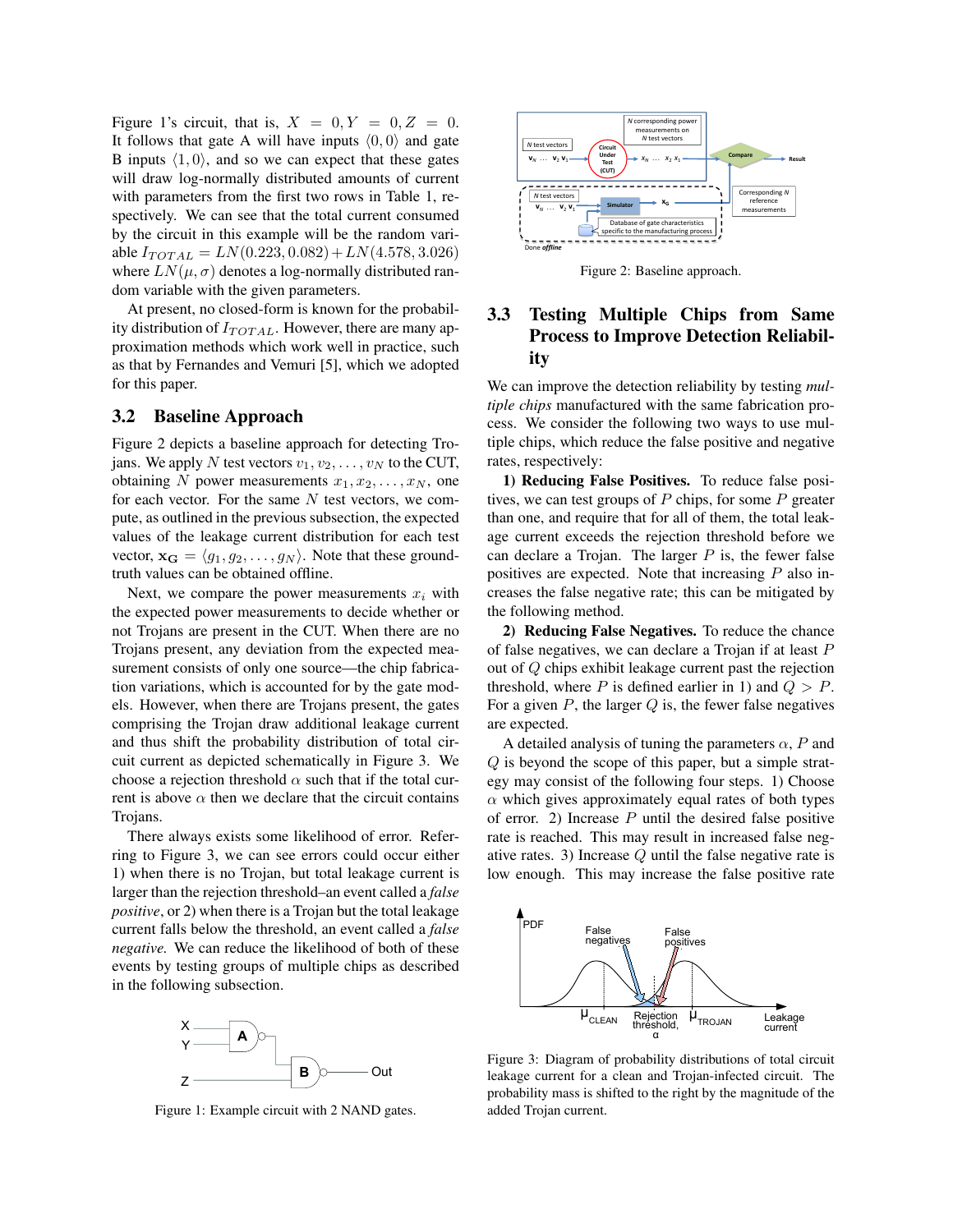Figure 1's circuit, that is, $X = 0, Y = 0, Z = 0$. It follows that gate A will have inputs $\langle 0, 0\rangle$ and gate B inputs $\langle 1, 0\rangle$, and so we can expect that these gates will draw log-normally distributed amounts of current with parameters from the first two rows in Table 1, respectively. We can see that the total current consumed by the circuit in this example will be the random variable $I_{TOTAL} = LN(0.223, 0.082) + LN(4.578, 3.026)$ where $LN(\mu, \sigma)$ denotes a log-normally distributed random variable with the given parameters.

At present, no closed-form is known for the probability distribution of $I_{TOTAL}$. However, there are many approximation methods which work well in practice, such as that by Fernandes and Vemuri [5], which we adopted for this paper.

## 3.2 Baseline Approach

Figure 2 depicts a baseline approach for detecting Trojans. We apply $N$ test vectors $v_1, v_2, \ldots, v_N$ to the CUT, obtaining $N$ power measurements $x_1, x_2, \ldots, x_N$, one for each vector. For the same $N$ test vectors, we compute, as outlined in the previous subsection, the expected values of the leakage current distribution for each test vector, $\mathbf{x_G} = \langle g_1, g_2, \ldots, g_N\rangle$. Note that these ground-truth values can be obtained offline.

Next, we compare the power measurements $x_i$ with the expected power measurements to decide whether or not Trojans are present in the CUT. When there are no Trojans present, any deviation from the expected measurement consists of only one source—the chip fabrication variations, which is accounted for by the gate models. However, when there are Trojans present, the gates comprising the Trojan draw additional leakage current and thus shift the probability distribution of total circuit current as depicted schematically in Figure 3. We choose a rejection threshold $\alpha$ such that if the total current is above $\alpha$ then we declare that the circuit contains Trojans.

There always exists some likelihood of error. Referring to Figure 3, we can see errors could occur either 1) when there is no Trojan, but total leakage current is larger than the rejection threshold–an event called a *false positive*, or 2) when there is a Trojan but the total leakage current falls below the threshold, an event called a *false negative*. We can reduce the likelihood of both of these events by testing groups of multiple chips as described in the following subsection.

Figure 1: Example circuit with 2 NAND gates.

Figure 2: Baseline approach.

## 3.3 Testing Multiple Chips from Same Process to Improve Detection Reliability

We can improve the detection reliability by testing *multiple chips* manufactured with the same fabrication process. We consider the following two ways to use multiple chips, which reduce the false positive and negative rates, respectively:

**1) Reducing False Positives.** To reduce false positives, we can test groups of $P$ chips, for some $P$ greater than one, and require that for all of them, the total leakage current exceeds the rejection threshold before we can declare a Trojan. The larger $P$ is, the fewer false positives are expected. Note that increasing $P$ also increases the false negative rate; this can be mitigated by the following method.

**2) Reducing False Negatives.** To reduce the chance of false negatives, we can declare a Trojan if at least $P$ out of $Q$ chips exhibit leakage current past the rejection threshold, where $P$ is defined earlier in 1) and $Q > P$. For a given $P$, the larger $Q$ is, the fewer false negatives are expected.

A detailed analysis of tuning the parameters $\alpha$, $P$ and $Q$ is beyond the scope of this paper, but a simple strategy may consist of the following four steps. 1) Choose $\alpha$ which gives approximately equal rates of both types of error. 2) Increase $P$ until the desired false positive rate is reached. This may result in increased false negative rates. 3) Increase $Q$ until the false negative rate is low enough. This may increase the false positive rate

Figure 3: Diagram of probability distributions of total circuit leakage current for a clean and Trojan-infected circuit. The probability mass is shifted to the right by the magnitude of the added Trojan current.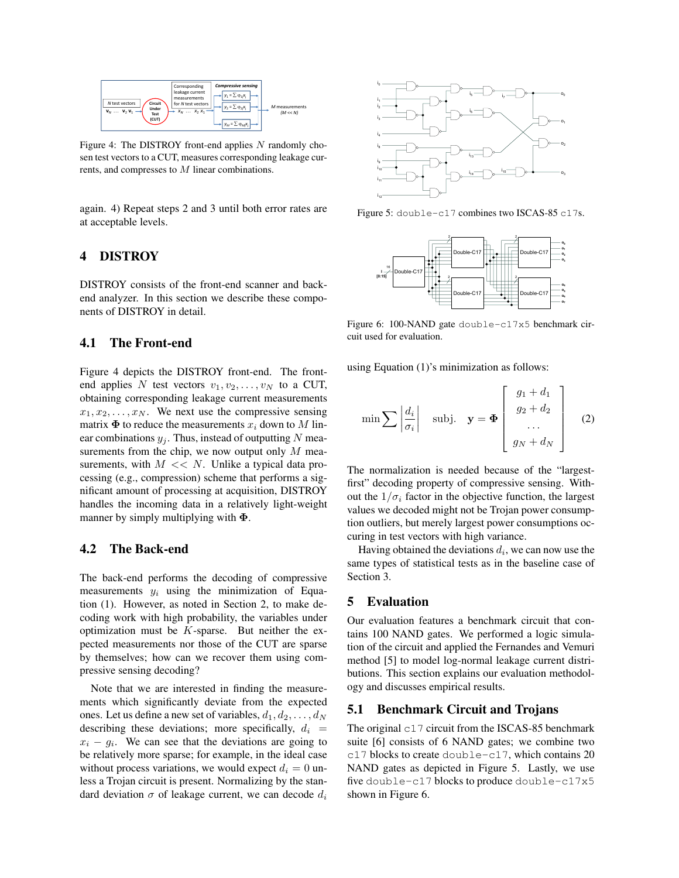Figure 4: The DISTROY front-end applies $N$ randomly chosen test vectors to a CUT, measures corresponding leakage currents, and compresses to $M$ linear combinations.

again. 4) Repeat steps 2 and 3 until both error rates are at acceptable levels.

## 4 DISTROY

DISTROY consists of the front-end scanner and back-end analyzer. In this section we describe these components of DISTROY in detail.

### 4.1 The Front-end

Figure 4 depicts the DISTROY front-end. The front-end applies $N$ test vectors $v_1, v_2, \ldots, v_N$ to a CUT, obtaining corresponding leakage current measurements $x_1, x_2, \ldots, x_N$. We next use the compressive sensing matrix $\mathbf{\Phi}$ to reduce the measurements $x_i$ down to $M$ linear combinations $y_j$. Thus, instead of outputting $N$ measurements from the chip, we now output only $M$ measurements, with $M << N$. Unlike a typical data processing (e.g., compression) scheme that performs a significant amount of processing at acquisition, DISTROY handles the incoming data in a relatively light-weight manner by simply multiplying with $\mathbf{\Phi}$.

### 4.2 The Back-end

The back-end performs the decoding of compressive measurements $y_i$ using the minimization of Equation (1). However, as noted in Section 2, to make decoding work with high probability, the variables under optimization must be $K$-sparse. But neither the expected measurements nor those of the CUT are sparse by themselves; how can we recover them using compressive sensing decoding?

Note that we are interested in finding the measurements which significantly deviate from the expected ones. Let us define a new set of variables, $d_1, d_2, \ldots, d_N$ describing these deviations; more specifically, $d_i = x_i - g_i$. We can see that the deviations are going to be relatively more sparse; for example, in the ideal case without process variations, we would expect $d_i = 0$ unless a Trojan circuit is present. Normalizing by the standard deviation $\sigma$ of leakage current, we can decode $d_i$ using Equation (1)'s minimization as follows:

$$\min \sum \left| \frac{d_i}{\sigma_i} \right| \quad \text{subj.} \quad \mathbf{y} = \mathbf{\Phi} \begin{bmatrix} g_1 + d_1 \\ g_2 + d_2 \\ \ldots \\ g_N + d_N \end{bmatrix} \tag{2}$$

The normalization is needed because of the "largest-first" decoding property of compressive sensing. Without the $1/\sigma_i$ factor in the objective function, the largest values we decoded might not be Trojan power consumption outliers, but merely largest power consumptions occuring in test vectors with high variance.

Having obtained the deviations $d_i$, we can now use the same types of statistical tests as in the baseline case of Section 3.

Figure 5: `double-c17` combines two ISCAS-85 `c17`s.

Figure 6: 100-NAND gate `double-c17x5` benchmark circuit used for evaluation.

## 5 Evaluation

Our evaluation features a benchmark circuit that contains 100 NAND gates. We performed a logic simulation of the circuit and applied the Fernandes and Vemuri method [5] to model log-normal leakage current distributions. This section explains our evaluation methodology and discusses empirical results.

### 5.1 Benchmark Circuit and Trojans

The original `c17` circuit from the ISCAS-85 benchmark suite [6] consists of 6 NAND gates; we combine two `c17` blocks to create `double-c17`, which contains 20 NAND gates as depicted in Figure 5. Lastly, we use five `double-c17` blocks to produce `double-c17x5` shown in Figure 6.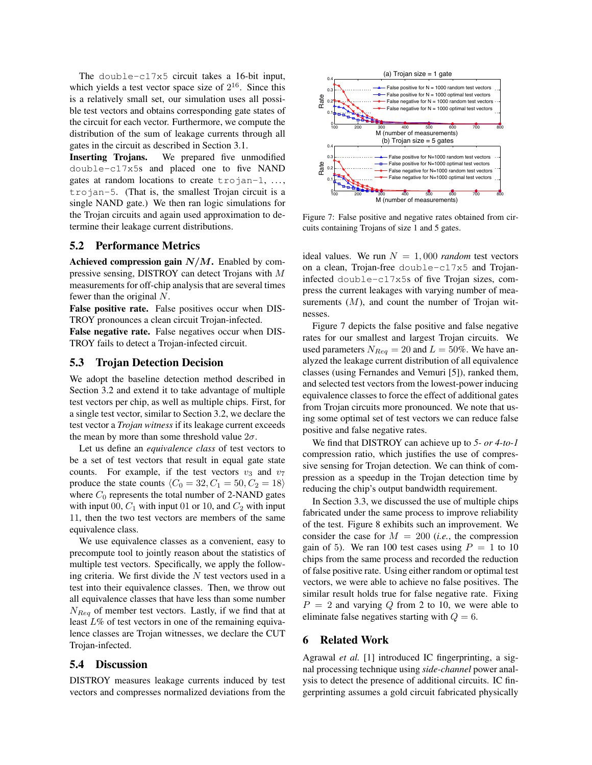The `double-c17x5` circuit takes a 16-bit input, which yields a test vector space size of $2^{16}$. Since this is a relatively small set, our simulation uses all possible test vectors and obtains corresponding gate states of the circuit for each vector. Furthermore, we compute the distribution of the sum of leakage currents through all gates in the circuit as described in Section 3.1.

**Inserting Trojans.** We prepared five unmodified `double-c17x5`s and placed one to five NAND gates at random locations to create `trojan-1`, ..., `trojan-5`. (That is, the smallest Trojan circuit is a single NAND gate.) We then ran logic simulations for the Trojan circuits and again used approximation to determine their leakage current distributions.

## 5.2 Performance Metrics

**Achieved compression gain $N/M$.** Enabled by compressive sensing, DISTROY can detect Trojans with $M$ measurements for off-chip analysis that are several times fewer than the original $N$.

**False positive rate.** False positives occur when DISTROY pronounces a clean circuit Trojan-infected.

**False negative rate.** False negatives occur when DISTROY fails to detect a Trojan-infected circuit.

## 5.3 Trojan Detection Decision

We adopt the baseline detection method described in Section 3.2 and extend it to take advantage of multiple test vectors per chip, as well as multiple chips. First, for a single test vector, similar to Section 3.2, we declare the test vector a *Trojan witness* if its leakage current exceeds the mean by more than some threshold value $2\sigma$.

Let us define an *equivalence class* of test vectors to be a set of test vectors that result in equal gate state counts. For example, if the test vectors $v_3$ and $v_7$ produce the state counts $\langle C_0 = 32, C_1 = 50, C_2 = 18\rangle$ where $C_0$ represents the total number of 2-NAND gates with input 00, $C_1$ with input 01 or 10, and $C_2$ with input 11, then the two test vectors are members of the same equivalence class.

We use equivalence classes as a convenient, easy to precompute tool to jointly reason about the statistics of multiple test vectors. Specifically, we apply the following criteria. We first divide the $N$ test vectors used in a test into their equivalence classes. Then, we throw out all equivalence classes that have less than some number $N_{Req}$ of member test vectors. Lastly, if we find that at least $L$% of test vectors in one of the remaining equivalence classes are Trojan witnesses, we declare the CUT Trojan-infected.

## 5.4 Discussion

DISTROY measures leakage currents induced by test vectors and compresses normalized deviations from the ideal values. We run $N = 1,000$ *random* test vectors on a clean, Trojan-free `double-c17x5` and Trojan-infected `double-c17x5`s of five Trojan sizes, compress the current leakages with varying number of measurements ($M$), and count the number of Trojan witnesses.

Figure 7 depicts the false positive and false negative rates for our smallest and largest Trojan circuits. We used parameters $N_{Req} = 20$ and $L = 50\%$. We have analyzed the leakage current distribution of all equivalence classes (using Fernandes and Vemuri [5]), ranked them, and selected test vectors from the lowest-power inducing equivalence classes to force the effect of additional gates from Trojan circuits more pronounced. We note that using some optimal set of test vectors we can reduce false positive and false negative rates.

Figure 7: False positive and negative rates obtained from circuits containing Trojans of size 1 and 5 gates.

We find that DISTROY can achieve up to *5- or 4-to-1* compression ratio, which justifies the use of compressive sensing for Trojan detection. We can think of compression as a speedup in the Trojan detection time by reducing the chip's output bandwidth requirement.

In Section 3.3, we discussed the use of multiple chips fabricated under the same process to improve reliability of the test. Figure 8 exhibits such an improvement. We consider the case for $M = 200$ (*i.e.*, the compression gain of 5). We ran 100 test cases using $P = 1$ to 10 chips from the same process and recorded the reduction of false positive rate. Using either random or optimal test vectors, we were able to achieve no false positives. The similar result holds true for false negative rate. Fixing $P = 2$ and varying $Q$ from 2 to 10, we were able to eliminate false negatives starting with $Q = 6$.

# 6 Related Work

Agrawal *et al.* [1] introduced IC fingerprinting, a signal processing technique using *side-channel* power analysis to detect the presence of additional circuits. IC fingerprinting assumes a gold circuit fabricated physically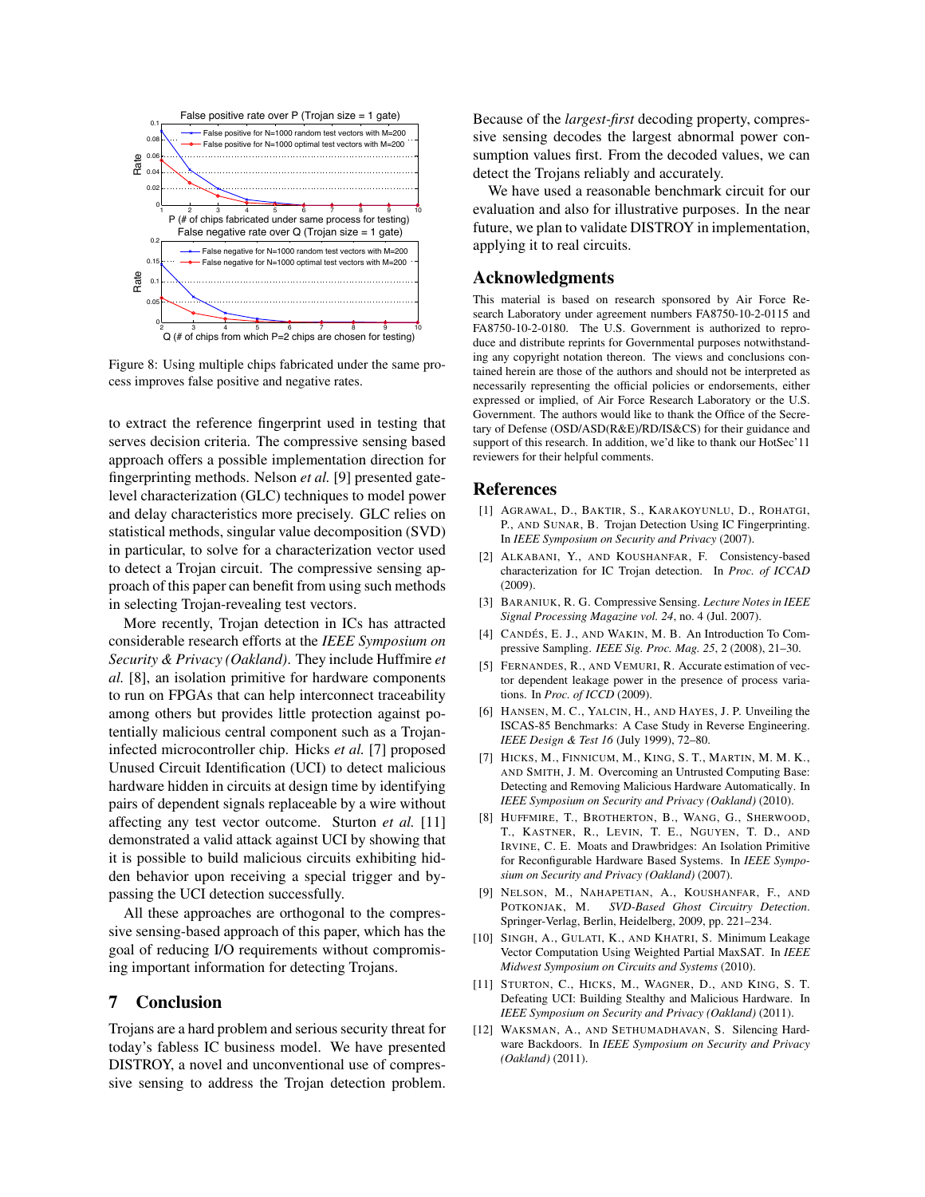False positive rate over P (Trojan size = 1 gate)

Rate

False positive for N=1000 random test vectors with M=200

False positive for N=1000 optimal test vectors with M=200

0.1
0.08
0.06
0.04
0.02
0

1 2 3 4 5 6 7 8 9 10

P (# of chips fabricated under same process for testing)

False negative rate over Q (Trojan size = 1 gate)

Rate

False negative for N=1000 random test vectors with M=200

False negative for N=1000 optimal test vectors with M=200

0.2
0.15
0.1
0.05
0

2 3 4 5 6 7 8 9 10

Q (# of chips from which P=2 chips are chosen for testing)

Figure 8: Using multiple chips fabricated under the same process improves false positive and negative rates.

to extract the reference fingerprint used in testing that serves decision criteria. The compressive sensing based approach offers a possible implementation direction for fingerprinting methods. Nelson *et al.* [9] presented gate-level characterization (GLC) techniques to model power and delay characteristics more precisely. GLC relies on statistical methods, singular value decomposition (SVD) in particular, to solve for a characterization vector used to detect a Trojan circuit. The compressive sensing approach of this paper can benefit from using such methods in selecting Trojan-revealing test vectors.

More recently, Trojan detection in ICs has attracted considerable research efforts at the *IEEE Symposium on Security & Privacy (Oakland)*. They include Huffmire *et al.* [8], an isolation primitive for hardware components to run on FPGAs that can help interconnect traceability among others but provides little protection against potentially malicious central component such as a Trojan-infected microcontroller chip. Hicks *et al.* [7] proposed Unused Circuit Identification (UCI) to detect malicious hardware hidden in circuits at design time by identifying pairs of dependent signals replaceable by a wire without affecting any test vector outcome. Sturton *et al.* [11] demonstrated a valid attack against UCI by showing that it is possible to build malicious circuits exhibiting hidden behavior upon receiving a special trigger and bypassing the UCI detection successfully.

All these approaches are orthogonal to the compressive sensing-based approach of this paper, which has the goal of reducing I/O requirements without compromising important information for detecting Trojans.

## 7 Conclusion

Trojans are a hard problem and serious security threat for today's fabless IC business model. We have presented DISTROY, a novel and unconventional use of compressive sensing to address the Trojan detection problem. Because of the *largest-first* decoding property, compressive sensing decodes the largest abnormal power consumption values first. From the decoded values, we can detect the Trojans reliably and accurately.

We have used a reasonable benchmark circuit for our evaluation and also for illustrative purposes. In the near future, we plan to validate DISTROY in implementation, applying it to real circuits.

## Acknowledgments

This material is based on research sponsored by Air Force Research Laboratory under agreement numbers FA8750-10-2-0115 and FA8750-10-2-0180. The U.S. Government is authorized to reproduce and distribute reprints for Governmental purposes notwithstanding any copyright notation thereon. The views and conclusions contained herein are those of the authors and should not be interpreted as necessarily representing the official policies or endorsements, either expressed or implied, of Air Force Research Laboratory or the U.S. Government. The authors would like to thank the Office of the Secretary of Defense (OSD/ASD(R&E)/RD/IS&CS) for their guidance and support of this research. In addition, we'd like to thank our HotSec'11 reviewers for their helpful comments.

## References

[1] Agrawal, D., Baktir, S., Karakoyunlu, D., Rohatgi, P., and Sunar, B. Trojan Detection Using IC Fingerprinting. In *IEEE Symposium on Security and Privacy* (2007).

[2] Alkabani, Y., and Koushanfar, F. Consistency-based characterization for IC Trojan detection. In *Proc. of ICCAD* (2009).

[3] Baraniuk, R. G. Compressive Sensing. *Lecture Notes in IEEE Signal Processing Magazine vol. 24*, no. 4 (Jul. 2007).

[4] Candés, E. J., and Wakin, M. B. An Introduction To Compressive Sampling. *IEEE Sig. Proc. Mag. 25*, 2 (2008), 21–30.

[5] Fernandes, R., and Vemuri, R. Accurate estimation of vector dependent leakage power in the presence of process variations. In *Proc. of ICCD* (2009).

[6] Hansen, M. C., Yalcin, H., and Hayes, J. P. Unveiling the ISCAS-85 Benchmarks: A Case Study in Reverse Engineering. *IEEE Design & Test 16* (July 1999), 72–80.

[7] Hicks, M., Finnicum, M., King, S. T., Martin, M. M. K., and Smith, J. M. Overcoming an Untrusted Computing Base: Detecting and Removing Malicious Hardware Automatically. In *IEEE Symposium on Security and Privacy (Oakland)* (2010).

[8] Huffmire, T., Brotherton, B., Wang, G., Sherwood, T., Kastner, R., Levin, T. E., Nguyen, T. D., and Irvine, C. E. Moats and Drawbridges: An Isolation Primitive for Reconfigurable Hardware Based Systems. In *IEEE Symposium on Security and Privacy (Oakland)* (2007).

[9] Nelson, M., Nahapetian, A., Koushanfar, F., and Potkonjak, M. *SVD-Based Ghost Circuitry Detection*. Springer-Verlag, Berlin, Heidelberg, 2009, pp. 221–234.

[10] Singh, A., Gulati, K., and Khatri, S. Minimum Leakage Vector Computation Using Weighted Partial MaxSAT. In *IEEE Midwest Symposium on Circuits and Systems* (2010).

[11] Sturton, C., Hicks, M., Wagner, D., and King, S. T. Defeating UCI: Building Stealthy and Malicious Hardware. In *IEEE Symposium on Security and Privacy (Oakland)* (2011).

[12] Waksman, A., and Sethumadhavan, S. Silencing Hardware Backdoors. In *IEEE Symposium on Security and Privacy (Oakland)* (2011).